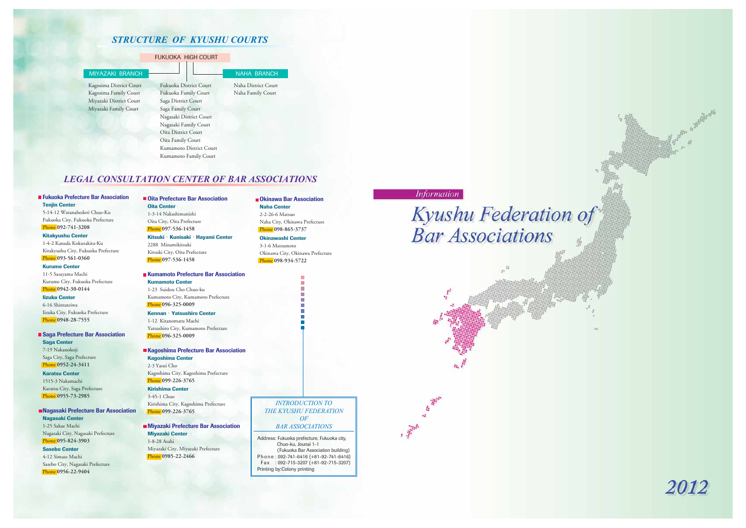# STRUCTURE OF KYUSHU COURTS

**FUKUOKA HIGH COURT**

**MIYAZAKI BRANCH**

- Kagosima District Court
- Kagosima Family Court
- Miyazaki District Court
- Miyazaki Family Court

**FUKUOKA HIGH COURT**

- Fukuoka District Court
- Fukuoka Family Court
- Saga District Court
- Saga Family Court
- Nagasaki District Court
- Nagasaki Family Court
- Oita District Court
- Oita Family Court
- Kumamoto District Court
- Kumamoto Family Court

**NAHA BRANCH**

- Naha District Court
- Naha Family Court

# LEGAL CONSULTATION CENTER OF BAR ASSOCIATIONS

## Fukuoka Prefecture Bar Association

**Tenjin Center**
5-14-12 Watanabedori Chuo-Ku
Fukuoka City, Fukuoka Prefecture
Phone 092-741-3208

**Kitakyushu Center**
1-4-2 Kanada Kokurakita-Ku
Kitakyushu City, Fukuoka Prefecture
Phone 093-561-0360

**Kurume Center**
11-5 Sasayama Machi
Kurume City, Fukuoka Prefecture
Phone 0942-30-0144

**Iizuka Center**
6-16 Shintateiwa
Iizuka City, Fukuoka Prefecture
Phone 0948-28-7555

## Saga Prefecture Bar Association

**Saga Center**
7-19 Nakanokoji
Saga City, Saga Prefecture
Phone 0952-24-3411

**Karatsu Center**
1515-3 Nakamachi
Karatsu City, Saga Prefecture
Phone 0955-73-2985

## Nagasaki Prefecture Bar Association

**Nagasaki Center**
1-25 Sakae Machi
Nagasaki City, Nagasaki Prefecture
Phone 095-824-3903

**Sasebo Center**
4-12 Simase Machi
Sasebo City, Nagasaki Prefecture
Phone 0956-22-9404

## Oita Prefecture Bar Association

**Oita Center**
1-3-14 Nakashimanishi
Oita City, Oita Prefecture
Phone 097-536-1458

**Kitsuki・Kunisaki・Hayami Center**
2288 Minamikitsuki
Kitsuki City, Oita Prefecture
Phone 097-536-1458

## Kumamoto Prefecture Bar Association

**Kumamoto Center**
1-23 Suidou Cho Chuo-ku
Kumamoto City, Kumamoto Prefecture
Phone 096-325-0009

**Kennan・Yatsushiro Center**
1-12 Kitanomaru Machi
Yatsushiro City, Kumamoto Prefecture
Phone 096-325-0009

## Kagoshima Prefecture Bar Association

**Kagoshima Center**
2-3 Yasui Cho
Kagoshima City, Kagoshima Prefecture
Phone 099-226-3765

**Kirishima Center**
3-45-1 Chuo
Kirishima City, Kagoshima Prefecture
Phone 099-226-3765

## Miyazaki Prefecture Bar Association

**Miyazaki Center**
1-8-28 Asahi
Miyazaki City, Miyazaki Prefecture
Phone 0985-22-2466

## Okinawa Bar Association

**Naha Center**
2-2-26-6 Matsuo
Naha City, Okinawa Prefecture
Phone 098-865-3737

**Okinawashi Center**
3-1-6 Matsumoto
Okinawa City, Okinawa Prefecture
Phone 098-934-5722

*INTRODUCTION TO THE KYUSHU FEDERATION OF BAR ASSOCIATIONS*

Address: Fukuoka prefecture, Fukuoka city, Chuo-ku, Jounai 1-1
(Fukuoka Bar Association building)
Phone : 092-741-6416 (+81-92-741-6416)
Fax : 092-715-3207 (+81-92-715-3207)
Printing by:Colony printing

*Information*

# *Kyushu Federation of Bar Associations*

*2012*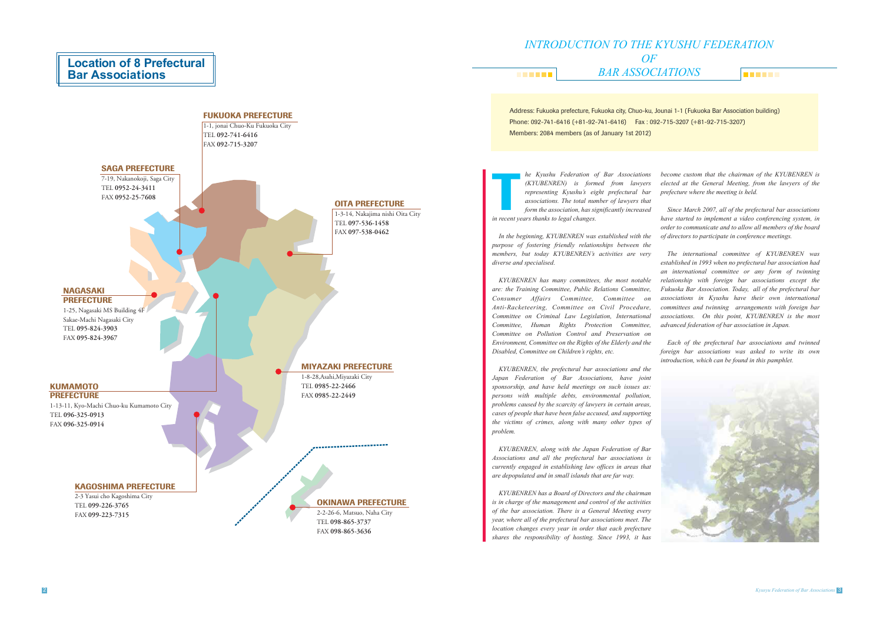# Location of 8 Prefectural Bar Associations

### FUKUOKA PREFECTURE

1-1, jonai Chuo-Ku Fukuoka City
TEL **092-741-6416**
FAX **092-715-3207**

### SAGA PREFECTURE

7-19, Nakanokoji, Saga City
TEL **0952-24-3411**
FAX **0952-25-7608**

### OITA PREFECTURE

1-3-14, Nakajima nishi Oita City
TEL **097-536-1458**
FAX **097-538-0462**

### NAGASAKI PREFECTURE

1-25, Nagasaki MS Building 4F
Sakae-Machi Nagasaki City
TEL **095-824-3903**
FAX **095-824-3967**

### MIYAZAKI PREFECTURE

1-8-28,Asahi,Miyazaki City
TEL **0985-22-2466**
FAX **0985-22-2449**

### KUMAMOTO PREFECTURE

1-13-11, Kyo-Machi Chuo-ku Kumamoto City
TEL **096-325-0913**
FAX **096-325-0914**

### KAGOSHIMA PREFECTURE

2-3 Yasui cho Kagoshima City
TEL **099-226-3765**
FAX **099-223-7315**

### OKINAWA PREFECTURE

2-2-26-6, Matsuo, Naha City
TEL **098-865-3737**
FAX **098-865-3636**

# *INTRODUCTION TO THE KYUSHU FEDERATION OF BAR ASSOCIATIONS*

Address: Fukuoka prefecture, Fukuoka city, Chuo-ku, Jounai 1-1 (Fukuoka Bar Association building)
Phone: 092-741-6416 (+81-92-741-6416)  Fax : 092-715-3207 (+81-92-715-3207)
Members: 2084 members (as of January 1st 2012)

*The Kyushu Federation of Bar Associations (KYUBENREN) is formed from lawyers representing Kyushu's eight prefectural bar associations. The total number of lawyers that form the association, has significantly increased in recent years thanks to legal changes.*

*In the beginning, KYUBENREN was established with the purpose of fostering friendly relationships between the members, but today KYUBENREN's activities are very diverse and specialised.*

*KYUBENREN has many committees, the most notable are: the Training Committee, Public Relations Committee, Consumer Affairs Committee, Committee on Anti-Racketeering, Committee on Civil Procedure, Committee on Criminal Law Legislation, International Committee, Human Rights Protection Committee, Committee on Pollution Control and Preservation on Environment, Committee on the Rights of the Elderly and the Disabled, Committee on Children's rights, etc.*

*KYUBENREN, the prefectural bar associations and the Japan Federation of Bar Associations, have joint sponsorship, and have held meetings on such issues as: persons with multiple debts, environmental pollution, problems caused by the scarcity of lawyers in certain areas, cases of people that have been false accused, and supporting the victims of crimes, along with many other types of problem.*

*KYUBENREN, along with the Japan Federation of Bar Associations and all the prefectural bar associations is currently engaged in establishing law offices in areas that are depopulated and in small islands that are far way.*

*KYUBENREN has a Board of Directors and the chairman is in charge of the management and control of the activities of the bar association. There is a General Meeting every year, where all of the prefectural bar associations meet. The location changes every year in order that each prefecture shares the responsibility of hosting. Since 1993, it has become custom that the chairman of the KYUBENREN is elected at the General Meeting, from the lawyers of the prefecture where the meeting is held.*

*Since March 2007, all of the prefectural bar associations have started to implement a video conferencing system, in order to communicate and to allow all members of the board of directors to participate in conference meetings.*

*The international committee of KYUBENREN was established in 1993 when no prefectural bar association had an international committee or any form of twinning relationship with foreign bar associations except the Fukuoka Bar Association. Today, all of the prefectural bar associations in Kyushu have their own international committees and twinning arrangements with foreign bar associations. On this point, KYUBENREN is the most advanced federation of bar association in Japan.*

*Each of the prefectural bar associations and twinned foreign bar associations was asked to write its own introduction, which can be found in this pamphlet.*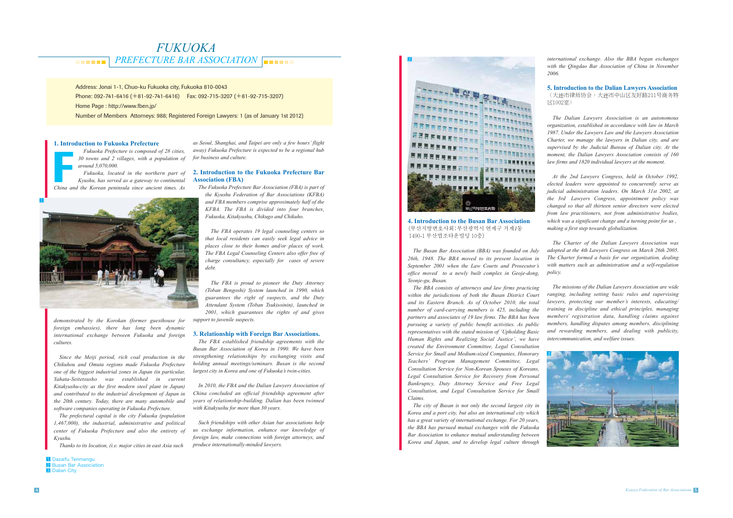# FUKUOKA PREFECTURE BAR ASSOCIATION

Address: Jonai 1-1, Chuo-ku Fukuoka city, Fukuoka 810-0043
Phone: 092-741-6416 (+81-92-741-6416) Fax: 092-715-3207 (+81-92-715-3207)
Home Page : http://www.fben.jp/
Number of Members Attorneys: 988; Registered Foreign Lawyers: 1 (as of January 1st 2012)

## 1. Introduction to Fukuoka Prefecture

*Fukuoka Prefecture is composed of 28 cities, 30 towns and 2 villages, with a population of around 5,070,000.*

*Fukuoka, located in the northern part of Kyushu, has served as a gateway to continental China and the Korean peninsula since ancient times. As demonstrated by the Korokan (former guesthouse for foreign embassies), there has long been dynamic international exchange between Fukuoka and foreign cultures.*

*Since the Meiji period, rich coal production in the Chikuhou and Omuta regions made Fukuoka Prefecture one of the biggest industrial zones in Japan (in particular, Yahata-Seitetsusho was established in current Kitakyushu-city as the first modern steel plant in Japan) and contributed to the industrial development of Japan in the 20th century. Today, there are many automobile and software companies operating in Fukuoka Prefecture.*

*The prefectural capital is the city Fukuoka (population 1,467,000), the industrial, administrative and political center of Fukuoka Prefecture and also the entirety of Kyushu.*

*Thanks to its location, (i.e. major cities in east Asia such as Seoul, Shanghai, and Taipei are only a few hours' flight away) Fukuoka Prefecture is expected to be a regional hub for business and culture.*

## 2. Introduction to the Fukuoka Prefecture Bar Association (FBA)

*The Fukuoka Prefecture Bar Association (FBA) is part of the Kyushu Federation of Bar Associations (KFBA) and FBA members comprise approximately half of the KFBA. The FBA is divided into four branches, Fukuoka, Kitakyushu, Chikugo and Chikuho.*

*The FBA operates 19 legal counseling centers so that local residents can easily seek legal advice in places close to their homes and/or places of work. The FBA Legal Counseling Centers also offer free of charge consultancy, especially for cases of severe debt.*

*The FBA is proud to pioneer the Duty Attorney (Toban Bengoshi) System launched in 1990, which guarantees the right of suspects, and the Duty Attendant System (Toban Tsukisoinin), launched in 2001, which guarantees the rights of and gives support to juvenile suspects.*

## 3. Relationship with Foreign Bar Associations.

*The FBA established friendship agreements with the Busan Bar Association of Korea in 1990. We have been strengthening relationships by exchanging visits and holding annual meetings/seminars. Busan is the second largest city in Korea and one of Fukuoka's twin-cities.*

*In 2010, the FBA and the Dalian Lawyers Association of China concluded an official friendship agreement after years of relationship-building. Dalian has been twinned with Kitakyushu for more than 30 years.*

*Such friendships with other Asian bar associations help us exchange information, enhance our knowledge of foreign law, make connections with foreign attorneys, and produce internationally-minded lawyers.*

## 4. Introduction to the Busan Bar Association

(부산지방변호사회 : 부산광역시 연제구 거제1동 1490-1 부산법조타운빌딩 10층)

*The Busan Bar Association (BBA) was founded on July 26th, 1948. The BBA moved to its present location in September 2001 when the Law Courts and Prosecutor's office moved to a newly built complex in Geoje-dong, Yeonje-gu, Busan.*

*The BBA consists of attorneys and law firms practicing within the jurisdictions of both the Busan District Court and its Eastern Branch. As of October 2010, the total number of card-carrying members is 425, including the partners and associates of 19 law firms. The BBA has been pursuing a variety of public benefit activities. As public representatives with the stated mission of 'Upholding Basic Human Rights and Realizing Social Justice', we have created the Environment Committee, Legal Consultation Service for Small and Medium-sized Companies, Honorary Teachers' Program Management Committee, Legal Consultation Service for Non-Korean Spouses of Koreans, Legal Consultation Service for Recovery from Personal Bankruptcy, Duty Attorney Service and Free Legal Consultation, and Legal Consultation Service for Small Claims.*

*The city of Busan is not only the second largest city in Korea and a port city, but also an international city which has a great variety of international exchange. For 20 years, the BBA has pursued mutual exchanges with the Fukuoka Bar Association to enhance mutual understanding between Korea and Japan, and to develop legal culture through international exchange. Also the BBA began exchanges with the Qingdao Bar Association of China in November 2006.*

## 5. Introduction to the Dalian Lawyers Association

（大連市律师协会：大連市中山区友好路211号商务特区1002室）

*The Dalian Lawyers Association is an autonomous organization, established in accordance with law in March 1987. Under the Lawyers Law and the Lawyers Association Charter, we manage the lawyers in Dalian city, and are supervised by the Judicial Bureau of Dalian city. At the moment, the Dalian Lawyers Association consists of 160 law firms and 1820 individual lawyers at the moment.*

*At the 2nd Lawyers Congress, held in October 1992, elected leaders were appointed to concurrently serve as judicial administration leaders. On March 31st 2002, at the 3rd Lawyers Congress, appointment policy was changed so that all thirteen senior directors were elected from law practitioners, not from administrative bodies, which was a significant change and a turning point for us , making a first step towards globalization.*

*The Charter of the Dalian Lawyers Association was adopted at the 4th Lawyers Congress on March 26th 2005. The Charter formed a basis for our organization, dealing with matters such as administration and a self-regulation policy.*

*The missions of the Dalian Lawyers Association are wide ranging, including setting basic rules and supervising lawyers, protecting our member's interests, educating/training in discipline and ethical principles, managing members' registration data, handling claims against members, handling disputes among members, disciplining and rewarding members, and dealing with publicity, intercommunication, and welfare issues.*

1 Dazaifu Tenmangu
2 Busan Bar Association
3 Dalian City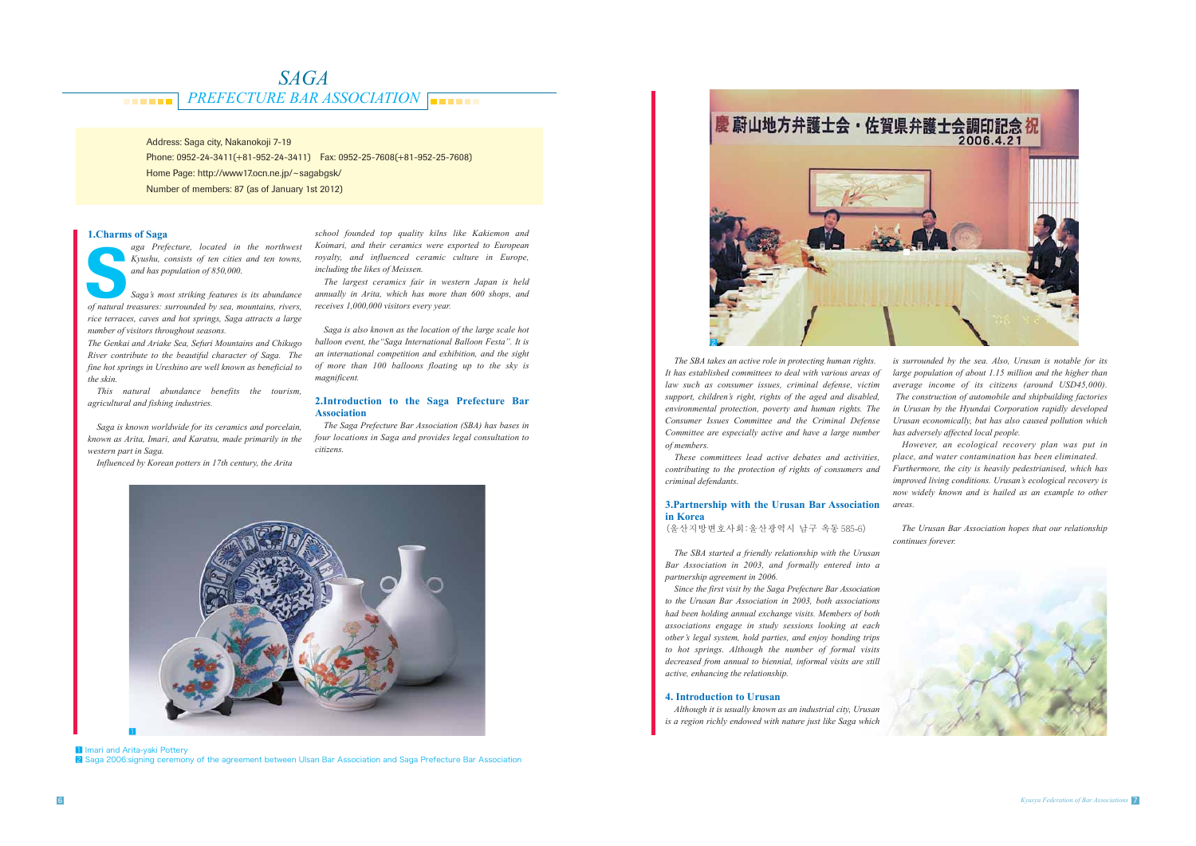# SAGA PREFECTURE BAR ASSOCIATION

Address: Saga city, Nakanokoji 7-19
Phone: 0952-24-3411(+81-952-24-3411)　Fax: 0952-25-7608(+81-952-25-7608)
Home Page: http://www17.ocn.ne.jp/~sagabgsk/
Number of members: 87 (as of January 1st 2012)

## 1.Charms of Saga

*Saga Prefecture, located in the northwest Kyushu, consists of ten cities and ten towns, and has population of 850,000.*

*Saga's most striking features is its abundance of natural treasures: surrounded by sea, mountains, rivers, rice terraces, caves and hot springs, Saga attracts a large number of visitors throughout seasons.*

*The Genkai and Ariake Sea, Sefuri Mountains and Chikugo River contribute to the beautiful character of Saga. The fine hot springs in Ureshino are well known as beneficial to the skin.*

*This natural abundance benefits the tourism, agricultural and fishing industries.*

*Saga is known worldwide for its ceramics and porcelain, known as Arita, Imari, and Karatsu, made primarily in the western part in Saga.*

*Influenced by Korean potters in 17th century, the Arita school founded top quality kilns like Kakiemon and Koimari, and their ceramics were exported to European royalty, and influenced ceramic culture in Europe, including the likes of Meissen.*

*The largest ceramics fair in western Japan is held annually in Arita, which has more than 600 shops, and receives 1,000,000 visitors every year.*

*Saga is also known as the location of the large scale hot balloon event, the "Saga International Balloon Festa". It is an international competition and exhibition, and the sight of more than 100 balloons floating up to the sky is magnificent.*

## 2.Introduction to the Saga Prefecture Bar Association

*The Saga Prefecture Bar Association (SBA) has bases in four locations in Saga and provides legal consultation to citizens.*

*The SBA takes an active role in protecting human rights. It has established committees to deal with various areas of law such as consumer issues, criminal defense, victim support, children's right, rights of the aged and disabled, environmental protection, poverty and human rights. The Consumer Issues Committee and the Criminal Defense Committee are especially active and have a large number of members.*

*These committees lead active debates and activities, contributing to the protection of rights of consumers and criminal defendants.*

## 3.Partnership with the Urusan Bar Association in Korea

(울산지방변호사회:울산광역시 남구 옥동 585-6)

*The SBA started a friendly relationship with the Urusan Bar Association in 2003, and formally entered into a partnership agreement in 2006.*

*Since the first visit by the Saga Prefecture Bar Association to the Urusan Bar Association in 2003, both associations had been holding annual exchange visits. Members of both associations engage in study sessions looking at each other's legal system, hold parties, and enjoy bonding trips to hot springs. Although the number of formal visits decreased from annual to biennial, informal visits are still active, enhancing the relationship.*

## 4. Introduction to Urusan

*Although it is usually known as an industrial city, Urusan is a region richly endowed with nature just like Saga which is surrounded by the sea. Also, Urusan is notable for its large population of about 1.15 million and the higher than average income of its citizens (around USD45,000).*

*The construction of automobile and shipbuilding factories in Urusan by the Hyundai Corporation rapidly developed Urusan economically, but has also caused pollution which has adversely affected local people.*

*However, an ecological recovery plan was put in place, and water contamination has been eliminated. Furthermore, the city is heavily pedestrianised, which has improved living conditions. Urusan's ecological recovery is now widely known and is hailed as an example to other areas.*

*The Urusan Bar Association hopes that our relationship continues forever.*

1 Imari and Arita-yaki Pottery
2 Saga 2006:signing ceremony of the agreement between Ulsan Bar Association and Saga Prefecture Bar Association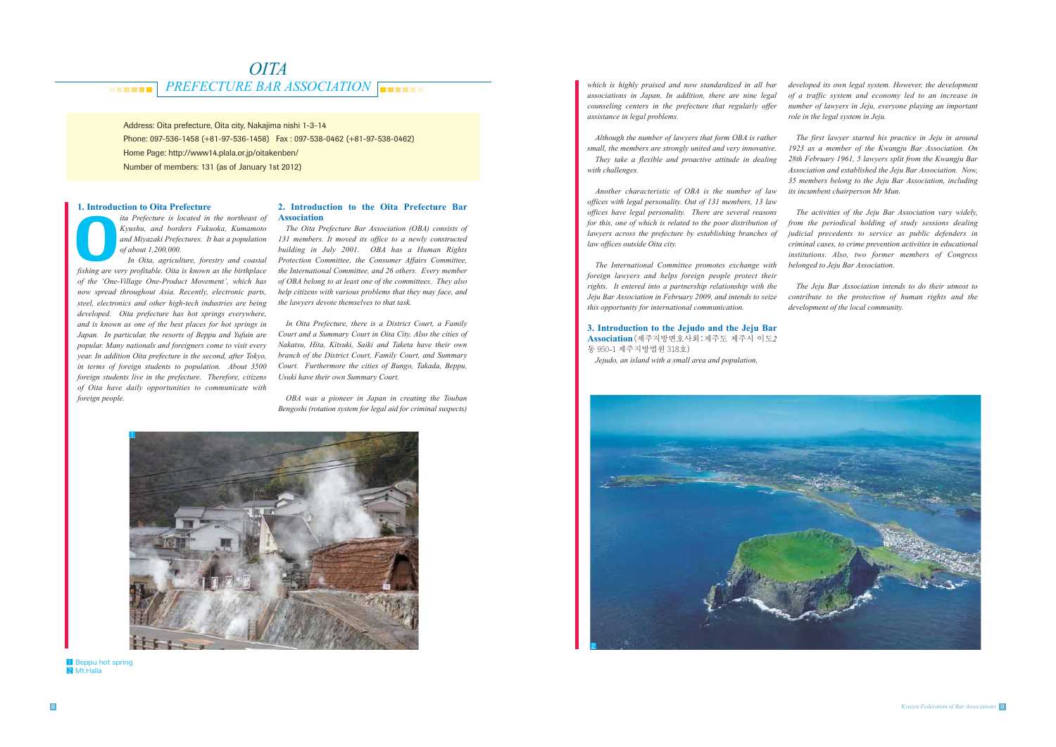# OITA
## PREFECTURE BAR ASSOCIATION

Address: Oita prefecture, Oita city, Nakajima nishi 1-3-14
Phone: 097-536-1458 (+81-97-536-1458) Fax : 097-538-0462 (+81-97-538-0462)
Home Page: http://www14.plala.or.jp/oitakenben/
Number of members: 131 (as of January 1st 2012)

### 1. Introduction to Oita Prefecture

*Oita Prefecture is located in the northeast of Kyushu, and borders Fukuoka, Kumamoto and Miyazaki Prefectures. It has a population of about 1,200,000.*

*In Oita, agriculture, forestry and coastal fishing are very profitable. Oita is known as the birthplace of the 'One-Village One-Product Movement', which has now spread throughout Asia. Recently, electronic parts, steel, electronics and other high-tech industries are being developed. Oita prefecture has hot springs everywhere, and is known as one of the best places for hot springs in Japan. In particular, the resorts of Beppu and Yufuin are popular. Many nationals and foreigners come to visit every year. In addition Oita prefecture is the second, after Tokyo, in terms of foreign students to population. About 3500 foreign students live in the prefecture. Therefore, citizens of Oita have daily opportunities to communicate with foreign people.*

### 2. Introduction to the Oita Prefecture Bar Association

*The Oita Prefecture Bar Association (OBA) consists of 131 members. It moved its office to a newly constructed building in July 2001. OBA has a Human Rights Protection Committee, the Consumer Affairs Committee, the International Committee, and 26 others. Every member of OBA belong to at least one of the committees. They also help citizens with various problems that they may face, and the lawyers devote themselves to that task.*

*In Oita Prefecture, there is a District Court, a Family Court and a Summary Court in Oita City. Also the cities of Nakatsu, Hita, Kitsuki, Saiki and Taketa have their own branch of the District Court, Family Court, and Summary Court. Furthermore the cities of Bungo, Takada, Beppu, Usuki have their own Summary Court.*

*OBA was a pioneer in Japan in creating the Touban Bengoshi (rotation system for legal aid for criminal suspects) which is highly praised and now standardized in all bar associations in Japan. In addition, there are nine legal counseling centers in the prefecture that regularly offer assistance in legal problems.*

*Although the number of lawyers that form OBA is rather small, the members are strongly united and very innovative. They take a flexible and proactive attitude in dealing with challenges.*

*Another characteristic of OBA is the number of law offices with legal personality. Out of 131 members, 13 law offices have legal personality. There are several reasons for this, one of which is related to the poor distribution of lawyers across the prefecture by establishing branches of law offices outside Oita city.*

*The International Committee promotes exchange with foreign lawyers and helps foreign people protect their rights. It entered into a partnership relationship with the Jeju Bar Association in February 2009, and intends to seize this opportunity for international communication.*

### 3. Introduction to the Jejudo and the Jeju Bar Association（제주지방변호사회 : 제주도 제주시 이도2동 950-1 제주지방법원 318호）

*Jejudo, an island with a small area and population, developed its own legal system. However, the development of a traffic system and economy led to an increase in number of lawyers in Jeju, everyone playing an important role in the legal system in Jeju.*

*The first lawyer started his practice in Jeju in around 1923 as a member of the Kwangju Bar Association. On 28th February 1961, 5 lawyers split from the Kwangju Bar Association and established the Jeju Bar Association. Now, 35 members belong to the Jeju Bar Association, including its incumbent chairperson Mr Mun.*

*The activities of the Jeju Bar Association vary widely, from the periodical holding of study sessions dealing judicial precedents to service as public defenders in criminal cases, to crime prevention activities in educational institutions. Also, two former members of Congress belonged to Jeju Bar Association.*

*The Jeju Bar Association intends to do their utmost to contribute to the protection of human rights and the development of the local community.*

1 Beppu hot spring
2 Mt.Halla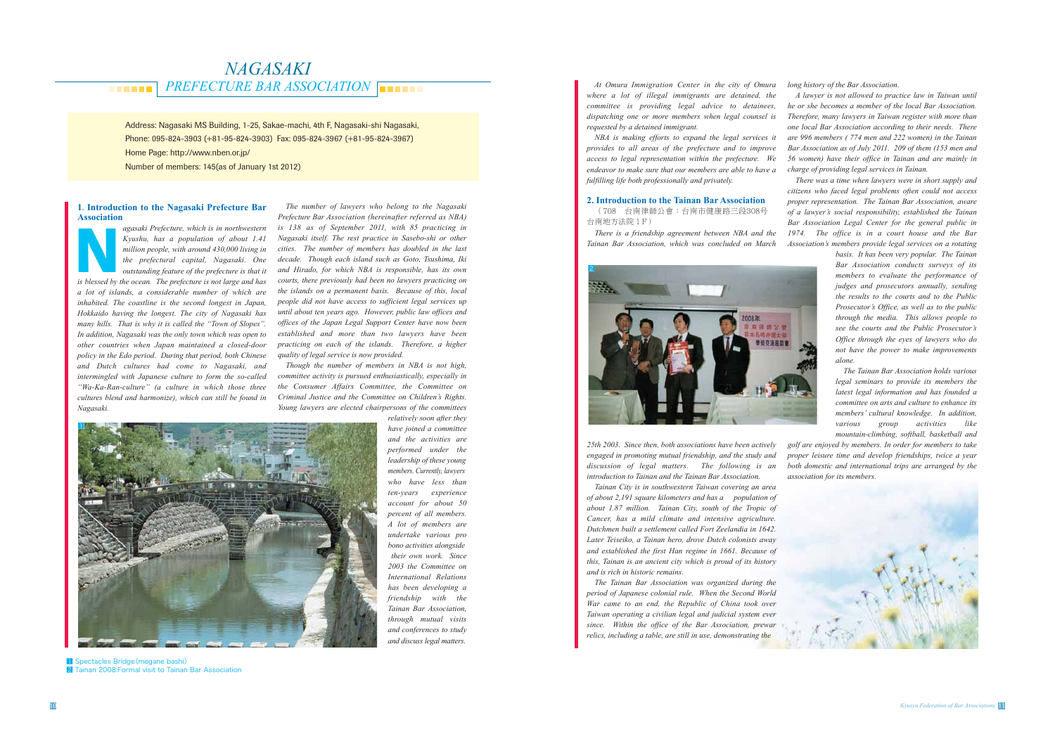# NAGASAKI PREFECTURE BAR ASSOCIATION

Address: Nagasaki MS Building, 1-25, Sakae-machi, 4th F, Nagasaki-shi Nagasaki,
Phone: 095-824-3903 (+81-95-824-3903) Fax: 095-824-3967 (+81-95-824-3967)
Home Page: http://www.nben.or.jp/
Number of members: 145(as of January 1st 2012)

## 1. Introduction to the Nagasaki Prefecture Bar Association

*Nagasaki Prefecture, which is in northwestern Kyushu, has a population of about 1.41 million people, with around 430,000 living in the prefectural capital, Nagasaki. One outstanding feature of the prefecture is that it is blessed by the ocean. The prefecture is not large and has a lot of islands, a considerable number of which are inhabited. The coastline is the second longest in Japan, Hokkaido having the longest. The city of Nagasaki has many hills. That is why it is called the "Town of Slopes". In addition, Nagasaki was the only town which was open to other countries when Japan maintained a closed-door policy in the Edo period. During that period, both Chinese and Dutch cultures had come to Nagasaki, and intermingled with Japanese culture to form the so-called "Wa-Ka-Ran-culture" (a culture in which those three cultures blend and harmonize), which can still be found in Nagasaki.*

*The number of lawyers who belong to the Nagasaki Prefecture Bar Association (hereinafter referred as NBA) is 138 as of September 2011, with 85 practicing in Nagasaki itself. The rest practice in Sasebo-shi or other cities. The number of members has doubled in the last decade. Though each island such as Goto, Tsushima, Iki and Hirado, for which NBA is responsible, has its own courts, there previously had been no lawyers practicing on the islands on a permanent basis. Because of this, local people did not have access to sufficient legal services up until about ten years ago. However, public law offices and offices of the Japan Legal Support Center have now been established and more than two lawyers have been practicing on each of the islands. Therefore, a higher quality of legal service is now provided.*

*Though the number of members in NBA is not high, committee activity is pursued enthusiastically, especially in the Consumer Affairs Committee, the Committee on Criminal Justice and the Committee on Children's Rights. Young lawyers are elected chairpersons of the committees relatively soon after they have joined a committee and the activities are performed under the leadership of these young members. Currently, lawyers who have less than ten-years experience account for about 50 percent of all members. A lot of members are undertake various pro bono activities alongside their own work. Since 2003 the Committee on International Relations has been developing a friendship with the Tainan Bar Association, through mutual visits and conferences to study and discuss legal matters.*

*At Omura Immigration Center in the city of Omura where a lot of illegal immigrants are detained, the committee is providing legal advice to detainees, dispatching one or more members when legal counsel is requested by a detained immigrant.*

*NBA is making efforts to expand the legal services it provides to all areas of the prefecture and to improve access to legal representation within the prefecture. We endeavor to make sure that our members are able to have a fulfilling life both professionally and privately.*

## 2. Introduction to the Tainan Bar Association

（708　台南律師公會：台南市健康路三段308号台南地方法院１F）

*There is a friendship agreement between NBA and the Tainan Bar Association, which was concluded on March 25th 2003. Since then, both associations have been actively engaged in promoting mutual friendship, and the study and discussion of legal matters. The following is an introduction to Tainan and the Tainan Bar Association.*

*Tainan City is in southwestern Taiwan covering an area of about 2,191 square kilometers and has a population of about 1.87 million. Tainan City, south of the Tropic of Cancer, has a mild climate and intensive agriculture. Dutchmen built a settlement called Fort Zeelandia in 1642. Later Teiseiko, a Tainan hero, drove Dutch colonists away and established the first Han regime in 1661. Because of this, Tainan is an ancient city which is proud of its history and is rich in historic remains.*

*The Tainan Bar Association was organized during the period of Japanese colonial rule. When the Second World War came to an end, the Republic of China took over Taiwan operating a civilian legal and judicial system ever since. Within the office of the Bar Association, prewar relics, including a table, are still in use, demonstrating the long history of the Bar Association.*

*A lawyer is not allowed to practice law in Taiwan until he or she becomes a member of the local Bar Association. Therefore, many lawyers in Taiwan register with more than one local Bar Association according to their needs. There are 996 members ( 774 men and 222 women) in the Tainan Bar Association as of July 2011. 209 of them (153 men and 56 women) have their office in Tainan and are mainly in charge of providing legal services in Tainan.*

*There was a time when lawyers were in short supply and citizens who faced legal problems often could not access proper representation. The Tainan Bar Association, aware of a lawyer's social responsibility, established the Tainan Bar Association Legal Center for the general public in 1974. The office is in a court house and the Bar Association's members provide legal services on a rotating basis. It has been very popular. The Tainan Bar Association conducts surveys of its members to evaluate the performance of judges and prosecutors annually, sending the results to the courts and to the Public Prosecutor's Office, as well as to the public through the media. This allows people to see the courts and the Public Prosecutor's Office through the eyes of lawyers who do not have the power to make improvements alone.*

*The Tainan Bar Association holds various legal seminars to provide its members the latest legal information and has founded a committee on arts and culture to enhance its members' cultural knowledge. In addition, various group activities like mountain-climbing, softball, basketball and golf are enjoyed by members. In order for members to take proper leisure time and develop friendships, twice a year both domestic and international trips are arranged by the association for its members.*

1 Spectacles Bridge (megane bashi)
2 Tainan 2008:Formal visit to Tainan Bar Association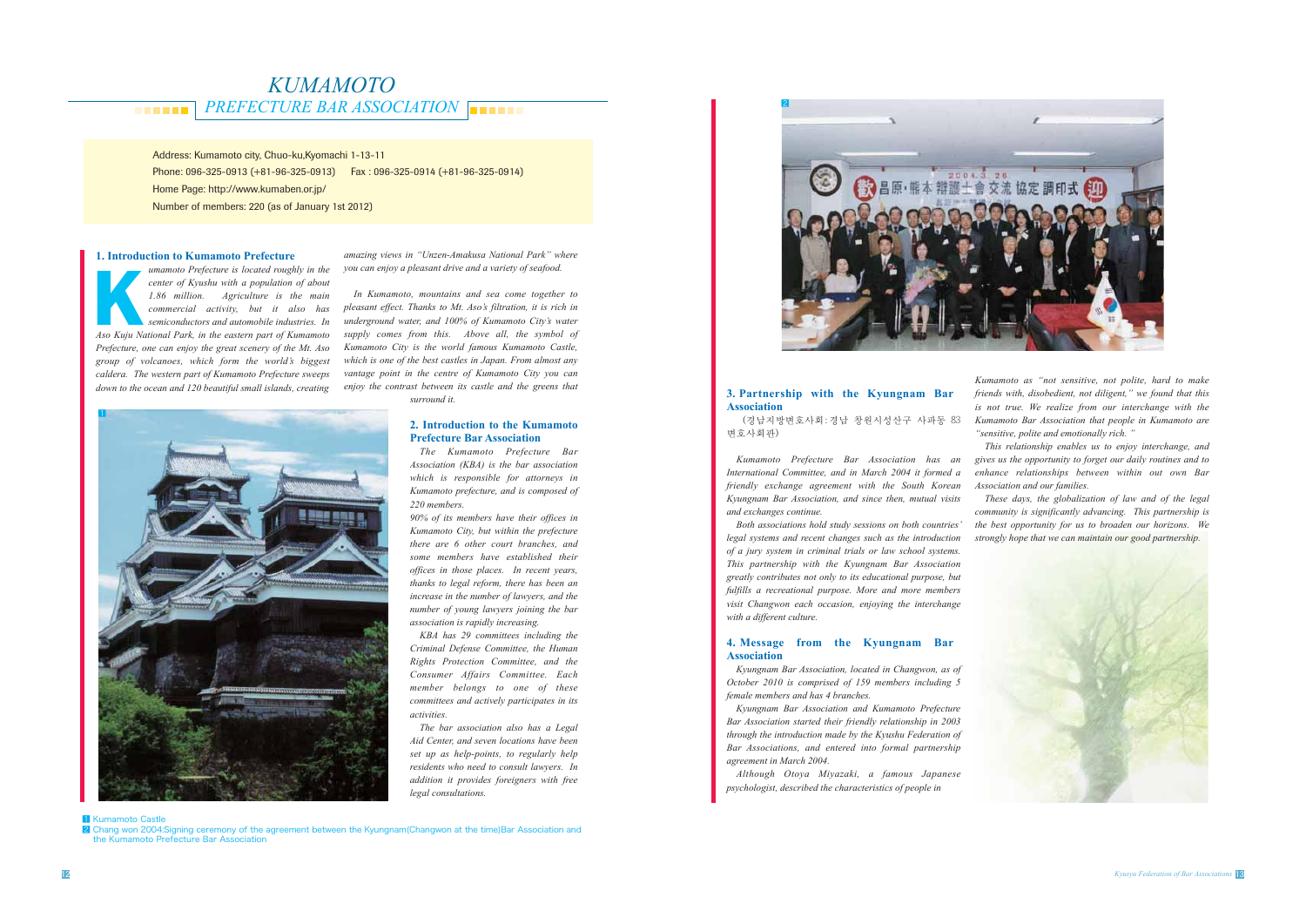# KUMAMOTO PREFECTURE BAR ASSOCIATION

Address: Kumamoto city, Chuo-ku,Kyomachi 1-13-11
Phone: 096-325-0913 (+81-96-325-0913) Fax : 096-325-0914 (+81-96-325-0914)
Home Page: http://www.kumaben.or.jp/
Number of members: 220 (as of January 1st 2012)

## 1. Introduction to Kumamoto Prefecture

*Kumamoto Prefecture is located roughly in the center of Kyushu with a population of about 1.86 million. Agriculture is the main commercial activity, but it also has semiconductors and automobile industries. In Aso Kuju National Park, in the eastern part of Kumamoto Prefecture, one can enjoy the great scenery of the Mt. Aso group of volcanoes, which form the world's biggest caldera. The western part of Kumamoto Prefecture sweeps down to the ocean and 120 beautiful small islands, creating amazing views in "Unzen-Amakusa National Park" where you can enjoy a pleasant drive and a variety of seafood.*

*In Kumamoto, mountains and sea come together to pleasant effect. Thanks to Mt. Aso's filtration, it is rich in underground water, and 100% of Kumamoto City's water supply comes from this. Above all, the symbol of Kumamoto City is the world famous Kumamoto Castle, which is one of the best castles in Japan. From almost any vantage point in the centre of Kumamoto City you can enjoy the contrast between its castle and the greens that surround it.*

## 2. Introduction to the Kumamoto Prefecture Bar Association

*The Kumamoto Prefecture Bar Association (KBA) is the bar association which is responsible for attorneys in Kumamoto prefecture, and is composed of 220 members.*

*90% of its members have their offices in Kumamoto City, but within the prefecture there are 6 other court branches, and some members have established their offices in those places. In recent years, thanks to legal reform, there has been an increase in the number of lawyers, and the number of young lawyers joining the bar association is rapidly increasing.*

*KBA has 29 committees including the Criminal Defense Committee, the Human Rights Protection Committee, and the Consumer Affairs Committee. Each member belongs to one of these committees and actively participates in its activities.*

*The bar association also has a Legal Aid Center, and seven locations have been set up as help-points, to regularly help residents who need to consult lawyers. In addition it provides foreigners with free legal consultations.*

## 3. Partnership with the Kyungnam Bar Association

（경남지방변호사회:경남 창원시성산구 사파동 83 변호사회관）

*Kumamoto Prefecture Bar Association has an International Committee, and in March 2004 it formed a friendly exchange agreement with the South Korean Kyungnam Bar Association, and since then, mutual visits and exchanges continue.*

*Both associations hold study sessions on both countries' legal systems and recent changes such as the introduction of a jury system in criminal trials or law school systems. This partnership with the Kyungnam Bar Association greatly contributes not only to its educational purpose, but fulfills a recreational purpose. More and more members visit Changwon each occasion, enjoying the interchange with a different culture.*

## 4. Message from the Kyungnam Bar Association

*Kyungnam Bar Association, located in Changwon, as of October 2010 is comprised of 159 members including 5 female members and has 4 branches.*

*Kyungnam Bar Association and Kumamoto Prefecture Bar Association started their friendly relationship in 2003 through the introduction made by the Kyushu Federation of Bar Associations, and entered into formal partnership agreement in March 2004.*

*Although Otoya Miyazaki, a famous Japanese psychologist, described the characteristics of people in Kumamoto as "not sensitive, not polite, hard to make friends with, disobedient, not diligent," we found that this is not true. We realize from our interchange with the Kumamoto Bar Association that people in Kumamoto are "sensitive, polite and emotionally rich. "*

*This relationship enables us to enjoy interchange, and gives us the opportunity to forget our daily routines and to enhance relationships between within out own Bar Association and our families.*

*These days, the globalization of law and of the legal community is significantly advancing. This partnership is the best opportunity for us to broaden our horizons. We strongly hope that we can maintain our good partnership.*

1 Kumamoto Castle
2 Chang won 2004:Signing ceremony of the agreement between the Kyungnam(Changwon at the time)Bar Association and the Kumamoto Prefecture Bar Association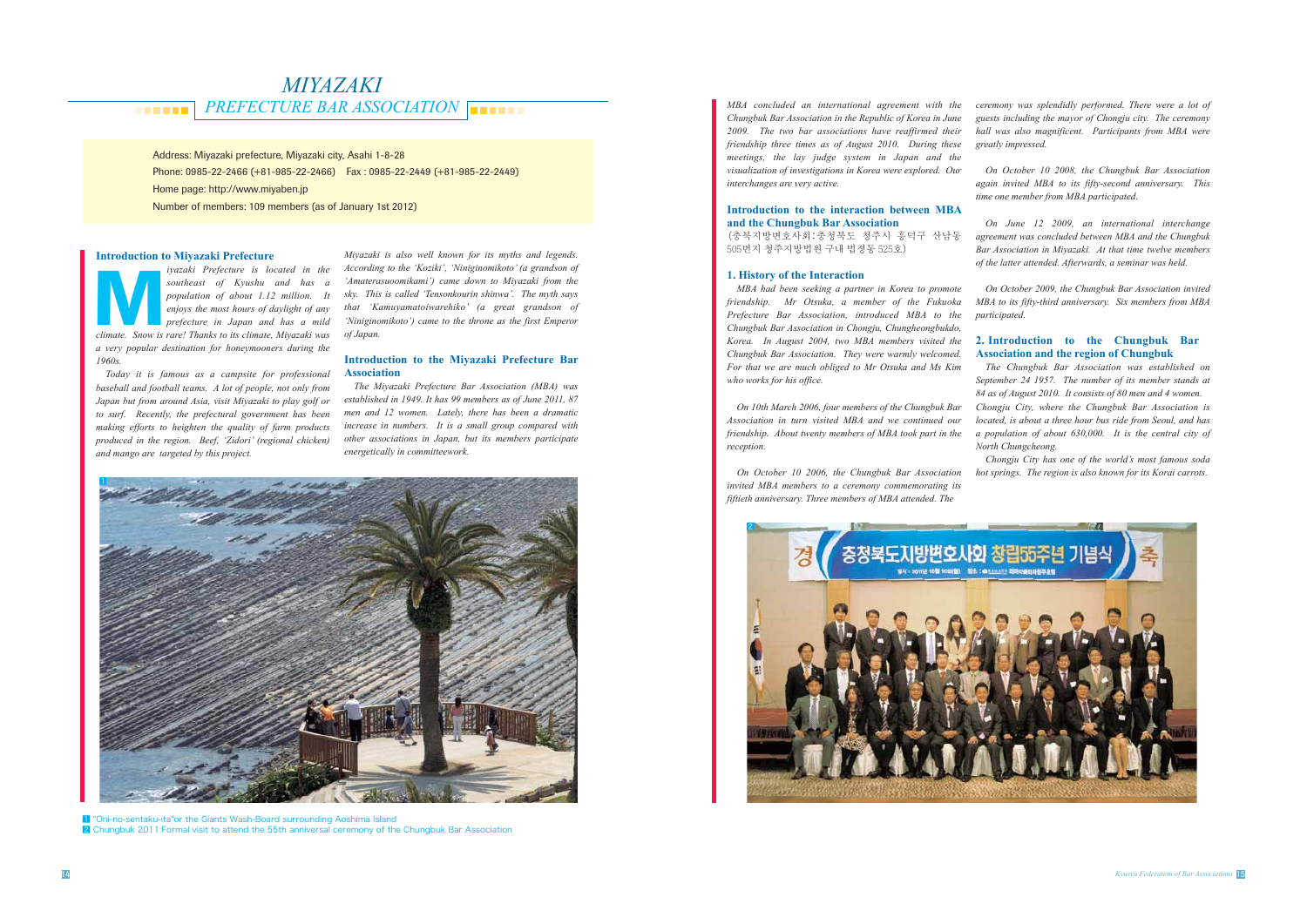# MIYAZAKI PREFECTURE BAR ASSOCIATION

Address: Miyazaki prefecture, Miyazaki city, Asahi 1-8-28
Phone: 0985-22-2466 (+81-985-22-2466) Fax : 0985-22-2449 (+81-985-22-2449)
Home page: http://www.miyaben.jp
Number of members: 109 members (as of January 1st 2012)

### Introduction to Miyazaki Prefecture

*Miyazaki Prefecture is located in the southeast of Kyushu and has a population of about 1.12 million. It enjoys the most hours of daylight of any prefecture in Japan and has a mild climate. Snow is rare! Thanks to its climate, Miyazaki was a very popular destination for honeymooners during the 1960s.*

*Today it is famous as a campsite for professional baseball and football teams. A lot of people, not only from Japan but from around Asia, visit Miyazaki to play golf or to surf. Recently, the prefectural government has been making efforts to heighten the quality of farm products produced in the region. Beef, 'Zidori' (regional chicken) and mango are targeted by this project.*

*Miyazaki is also well known for its myths and legends. According to the 'Koziki', 'Niniginomikoto' (a grandson of 'Amaterasuoomikami') came down to Miyazaki from the sky. This is called 'Tensonkourin shinwa'. The myth says that 'Kamuyamatoiwarehiko' (a great grandson of 'Niniginomikoto') came to the throne as the first Emperor of Japan.*

### Introduction to the Miyazaki Prefecture Bar Association

*The Miyazaki Prefecture Bar Association (MBA) was established in 1949. It has 99 members as of June 2011, 87 men and 12 women. Lately, there has been a dramatic increase in numbers. It is a small group compared with other associations in Japan, but its members participate energetically in committeework.*

*MBA concluded an international agreement with the Chungbuk Bar Association in the Republic of Korea in June 2009. The two bar associations have reaffirmed their friendship three times as of August 2010. During these meetings, the lay judge system in Japan and the visualization of investigations in Korea were explored. Our interchanges are very active.*

### Introduction to the interaction between MBA and the Chungbuk Bar Association

(충북지방변호사회:충청북도 청주시 흥덕구 산남동 505번지 청주지방법원 구내 법정동 525호)

#### 1. History of the Interaction

*MBA had been seeking a partner in Korea to promote friendship. Mr Otsuka, a member of the Fukuoka Prefecture Bar Association, introduced MBA to the Chungbuk Bar Association in Chongju, Chungheongbukdo, Korea. In August 2004, two MBA members visited the Chungbuk Bar Association. They were warmly welcomed. For that we are much obliged to Mr Otsuka and Ms Kim who works for his office.*

*On 10th March 2006, four members of the Chungbuk Bar Association in turn visited MBA and we continued our friendship. About twenty members of MBA took part in the reception.*

*On October 10 2006, the Chungbuk Bar Association invited MBA members to a ceremony commemorating its fiftieth anniversary. Three members of MBA attended. The ceremony was splendidly performed. There were a lot of guests including the mayor of Chongju city. The ceremony hall was also magnificent. Participants from MBA were greatly impressed.*

*On October 10 2008, the Chungbuk Bar Association again invited MBA to its fifty-second anniversary. This time one member from MBA participated.*

*On June 12 2009, an international interchange agreement was concluded between MBA and the Chungbuk Bar Association in Miyazaki. At that time twelve members of the latter attended. Afterwards, a seminar was held.*

*On October 2009, the Chungbuk Bar Association invited MBA to its fifty-third anniversary. Six members from MBA participated.*

#### 2. Introduction to the Chungbuk Bar Association and the region of Chungbuk

*The Chungbuk Bar Association was established on September 24 1957. The number of its member stands at 84 as of August 2010. It consists of 80 men and 4 women. Chongju City, where the Chungbuk Bar Association is located, is about a three hour bus ride from Seoul, and has a population of about 630,000. It is the central city of North Chungcheong.*

*Chongju City has one of the world's most famous soda hot springs. The region is also known for its Korai carrots.*

1 "Oni-no-sentaku-ita"or the Giants Wash-Board surrounding Aoshima Island
2 Chungbuk 2011:Formal visit to attend the 55th anniversal ceremony of the Chungbuk Bar Association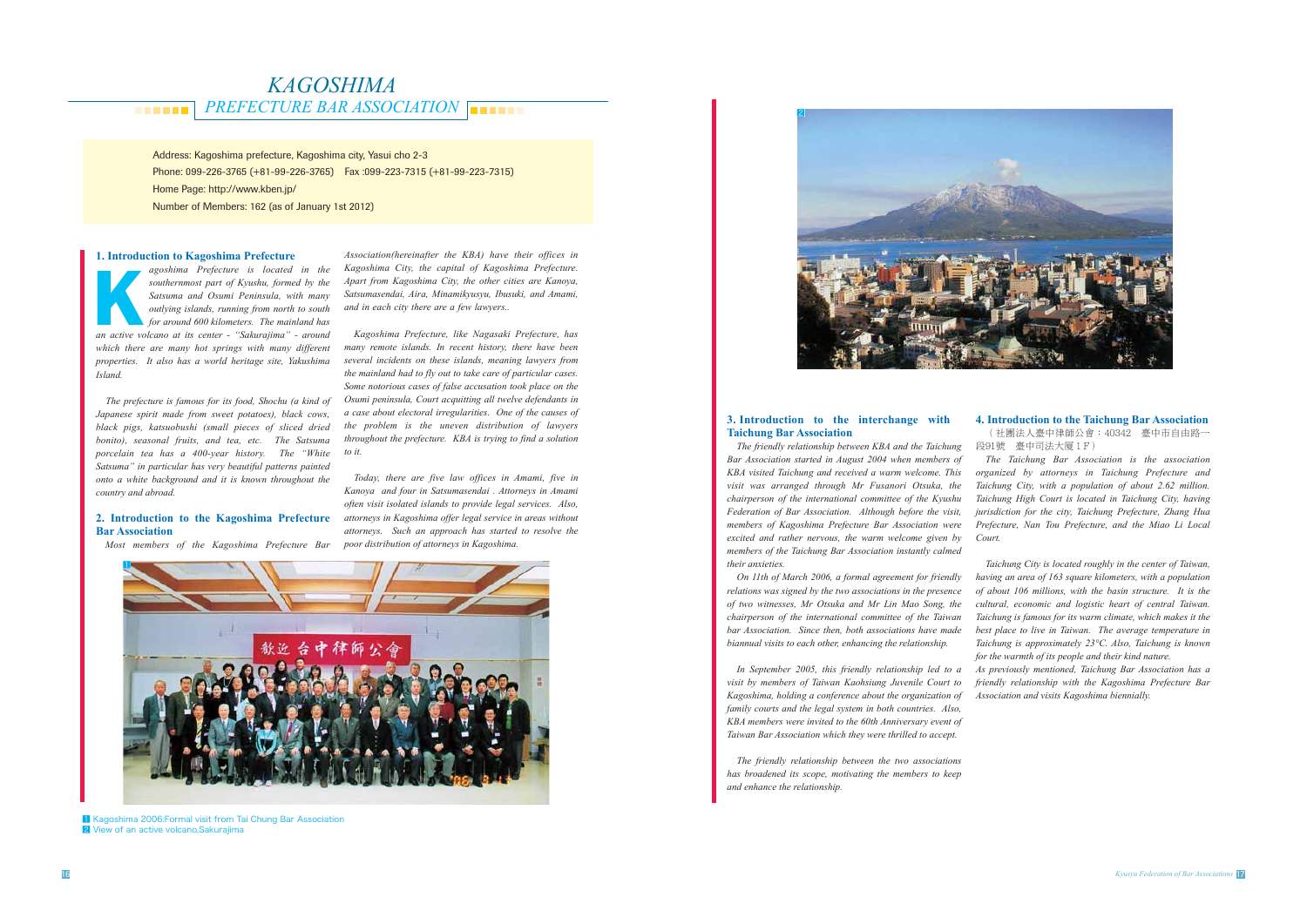# KAGOSHIMA PREFECTURE BAR ASSOCIATION

Address: Kagoshima prefecture, Kagoshima city, Yasui cho 2-3
Phone: 099-226-3765 (+81-99-226-3765) Fax :099-223-7315 (+81-99-223-7315)
Home Page: http://www.kben.jp/
Number of Members: 162 (as of January 1st 2012)

## 1. Introduction to Kagoshima Prefecture

*Kagoshima Prefecture is located in the southernmost part of Kyushu, formed by the Satsuma and Osumi Peninsula, with many outlying islands, running from north to south for around 600 kilometers. The mainland has an active volcano at its center - "Sakurajima" - around which there are many hot springs with many different properties. It also has a world heritage site, Yakushima Island.*

*The prefecture is famous for its food, Shochu (a kind of Japanese spirit made from sweet potatoes), black cows, black pigs, katsuobushi (small pieces of sliced dried bonito), seasonal fruits, and tea, etc. The Satsuma porcelain tea has a 400-year history. The "White Satsuma" in particular has very beautiful patterns painted onto a white background and it is known throughout the country and abroad.*

## 2. Introduction to the Kagoshima Prefecture Bar Association

*Most members of the Kagoshima Prefecture Bar Association(hereinafter the KBA) have their offices in Kagoshima City, the capital of Kagoshima Prefecture. Apart from Kagoshima City, the other cities are Kanoya, Satsumasendai, Aira, Minamikyusyu, Ibusuki, and Amami, and in each city there are a few lawyers..*

*Kagoshima Prefecture, like Nagasaki Prefecture, has many remote islands. In recent history, there have been several incidents on these islands, meaning lawyers from the mainland had to fly out to take care of particular cases. Some notorious cases of false accusation took place on the Osumi peninsula, Court acquitting all twelve defendants in a case about electoral irregularities. One of the causes of the problem is the uneven distribution of lawyers throughout the prefecture. KBA is trying to find a solution to it.*

*Today, there are five law offices in Amami, five in Kanoya and four in Satsumasendai . Attorneys in Amami often visit isolated islands to provide legal services. Also, attorneys in Kagoshima offer legal service in areas without attorneys. Such an approach has started to resolve the poor distribution of attorneys in Kagoshima.*

1 Kagoshima 2006:Formal visit from Tai Chung Bar Association
2 View of an active volcano,Sakurajima

## 3. Introduction to the interchange with Taichung Bar Association

*The friendly relationship between KBA and the Taichung Bar Association started in August 2004 when members of KBA visited Taichung and received a warm welcome. This visit was arranged through Mr Fusanori Otsuka, the chairperson of the international committee of the Kyushu Federation of Bar Association. Although before the visit, members of Kagoshima Prefecture Bar Association were excited and rather nervous, the warm welcome given by members of the Taichung Bar Association instantly calmed their anxieties.*

*On 11th of March 2006, a formal agreement for friendly relations was signed by the two associations in the presence of two witnesses, Mr Otsuka and Mr Lin Mao Song, the chairperson of the international committee of the Taiwan bar Association. Since then, both associations have made biannual visits to each other, enhancing the relationship.*

*In September 2005, this friendly relationship led to a visit by members of Taiwan Kaohsiung Juvenile Court to Kagoshima, holding a conference about the organization of family courts and the legal system in both countries. Also, KBA members were invited to the 60th Anniversary event of Taiwan Bar Association which they were thrilled to accept.*

*The friendly relationship between the two associations has broadened its scope, motivating the members to keep and enhance the relationship.*

## 4. Introduction to the Taichung Bar Association

（社團法人臺中律師公會：40342 臺中市自由路一段91號 臺中司法大厦1F）

*The Taichung Bar Association is the association organized by attorneys in Taichung Prefecture and Taichung City, with a population of about 2.62 million. Taichung High Court is located in Taichung City, having jurisdiction for the city, Taichung Prefecture, Zhang Hua Prefecture, Nan Tou Prefecture, and the Miao Li Local Court.*

*Taichung City is located roughly in the center of Taiwan, having an area of 163 square kilometers, with a population of about 106 millions, with the basin structure. It is the cultural, economic and logistic heart of central Taiwan. Taichung is famous for its warm climate, which makes it the best place to live in Taiwan. The average temperature in Taichung is approximately 23°C. Also, Taichung is known for the warmth of its people and their kind nature.*
*As previously mentioned, Taichung Bar Association has a friendly relationship with the Kagoshima Prefecture Bar Association and visits Kagoshima biennially.*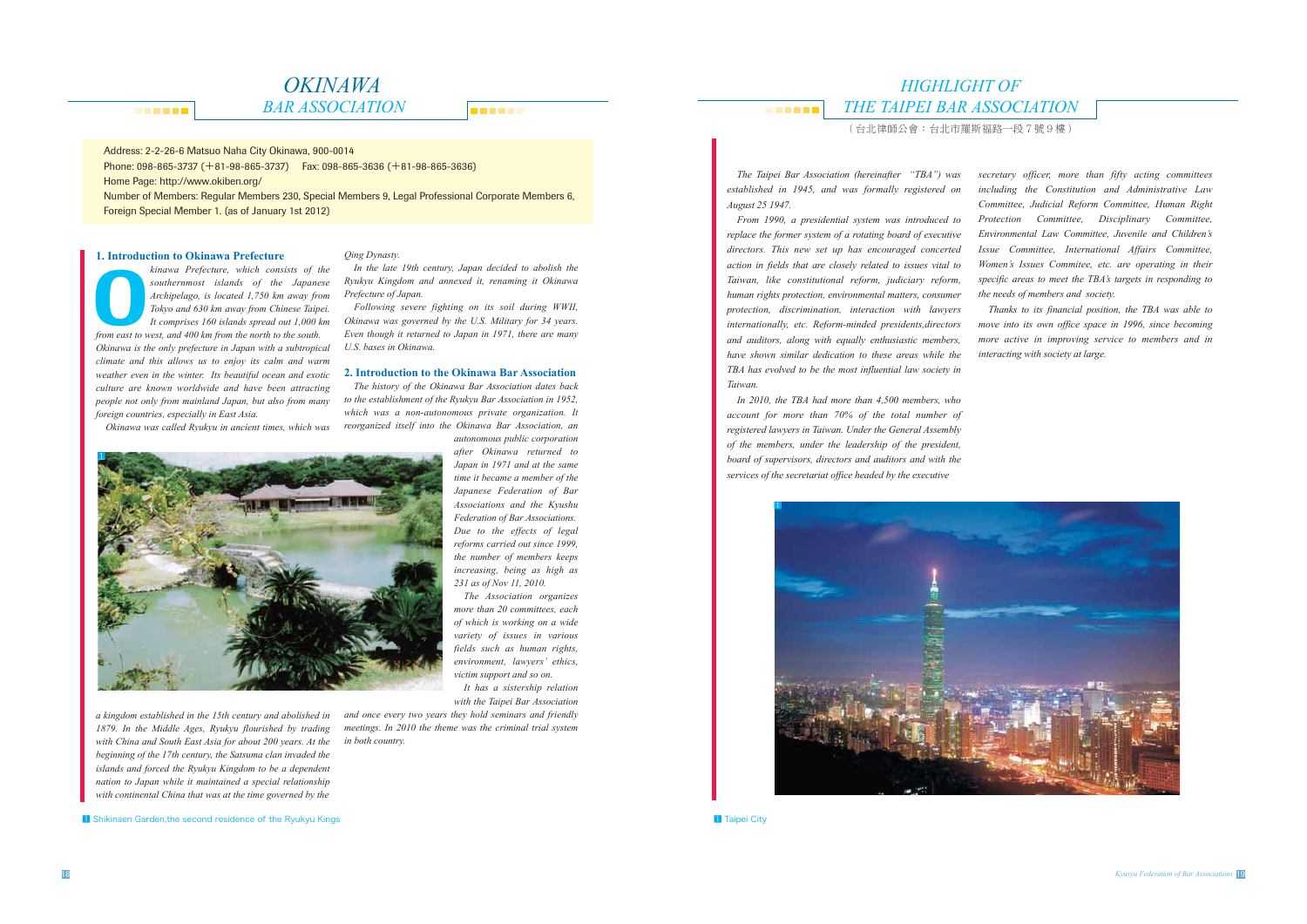# OKINAWA BAR ASSOCIATION

Address: 2-2-26-6 Matsuo Naha City Okinawa, 900-0014
Phone: 098-865-3737 (＋81-98-865-3737)　Fax: 098-865-3636 (＋81-98-865-3636)
Home Page: http://www.okiben.org/
Number of Members: Regular Members 230, Special Members 9, Legal Professional Corporate Members 6, Foreign Special Member 1. (as of January 1st 2012)

## 1. Introduction to Okinawa Prefecture

*Okinawa Prefecture, which consists of the southernmost islands of the Japanese Archipelago, is located 1,750 km away from Tokyo and 630 km away from Chinese Taipei. It comprises 160 islands spread out 1,000 km from east to west, and 400 km from the north to the south. Okinawa is the only prefecture in Japan with a subtropical climate and this allows us to enjoy its calm and warm weather even in the winter. Its beautiful ocean and exotic culture are known worldwide and have been attracting people not only from mainland Japan, but also from many foreign countries, especially in East Asia.*

*Okinawa was called Ryukyu in ancient times, which was a kingdom established in the 15th century and abolished in 1879. In the Middle Ages, Ryukyu flourished by trading with China and South East Asia for about 200 years. At the beginning of the 17th century, the Satsuma clan invaded the islands and forced the Ryukyu Kingdom to be a dependent nation to Japan while it maintained a special relationship with continental China that was at the time governed by the Qing Dynasty.*

*In the late 19th century, Japan decided to abolish the Ryukyu Kingdom and annexed it, renaming it Okinawa Prefecture of Japan.*

*Following severe fighting on its soil during WWII, Okinawa was governed by the U.S. Military for 34 years. Even though it returned to Japan in 1971, there are many U.S. bases in Okinawa.*

## 2. Introduction to the Okinawa Bar Association

*The history of the Okinawa Bar Association dates back to the establishment of the Ryukyu Bar Association in 1952, which was a non-autonomous private organization. It reorganized itself into the Okinawa Bar Association, an autonomous public corporation after Okinawa returned to Japan in 1971 and at the same time it became a member of the Japanese Federation of Bar Associations and the Kyushu Federation of Bar Associations. Due to the effects of legal reforms carried out since 1999, the number of members keeps increasing, being as high as 231 as of Nov 11, 2010.*

*The Association organizes more than 20 committees, each of which is working on a wide variety of issues in various fields such as human rights, environment, lawyers' ethics, victim support and so on.*

*It has a sistership relation with the Taipei Bar Association and once every two years they hold seminars and friendly meetings. In 2010 the theme was the criminal trial system in both country.*

1 Shikinaen Garden,the second residence of the Ryukyu Kings

# HIGHLIGHT OF THE TAIPEI BAR ASSOCIATION

（台北律師公會：台北市羅斯福路一段７號９樓）

*The Taipei Bar Association (hereinafter "TBA") was established in 1945, and was formally registered on August 25 1947.*

*From 1990, a presidential system was introduced to replace the former system of a rotating board of executive directors. This new set up has encouraged concerted action in fields that are closely related to issues vital to Taiwan, like constitutional reform, judiciary reform, human rights protection, environmental matters, consumer protection, discrimination, interaction with lawyers internationally, etc. Reform-minded presidents,directors and auditors, along with equally enthusiastic members, have shown similar dedication to these areas while the TBA has evolved to be the most influential law society in Taiwan.*

*In 2010, the TBA had more than 4,500 members, who account for more than 70% of the total number of registered lawyers in Taiwan. Under the General Assembly of the members, under the leadership of the president, board of supervisors, directors and auditors and with the services of the secretariat office headed by the executive secretary officer, more than fifty acting committees including the Constitution and Administrative Law Committee, Judicial Reform Committee, Human Right Protection Committee, Disciplinary Committee, Environmental Law Committee, Juvenile and Children's Issue Committee, International Affairs Committee, Women's Issues Commitee, etc. are operating in their specific areas to meet the TBA's targets in responding to the needs of members and society.*

*Thanks to its financial position, the TBA was able to move into its own office space in 1996, since becoming more active in improving service to members and in interacting with society at large.*

1 Taipei City